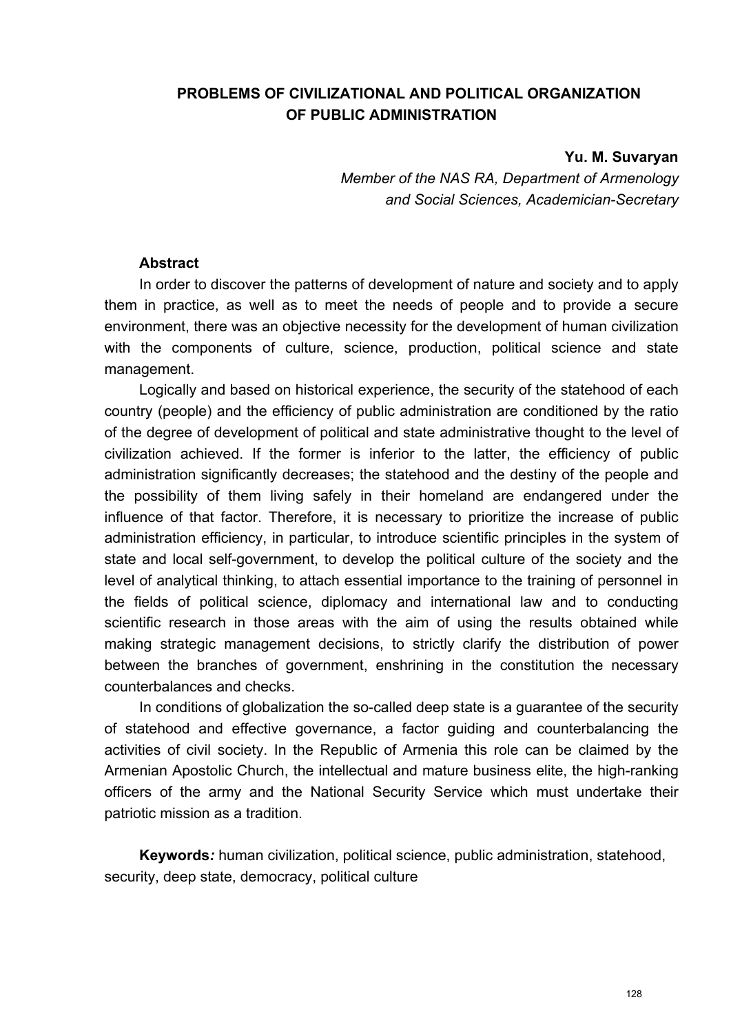# PROBLEMS OF CIVILIZATIONAL AND POLITICAL ORGANIZATION OF PUBLIC ADMINISTRATION

**Yu. M. Suvaryan**

*Member of the NAS RA, Department of Armenology and Social Sciences, Academician-Secretary*

**Abstract**

In order to discover the patterns of development of nature and society and to apply them in practice, as well as to meet the needs of people and to provide a secure environment, there was an objective necessity for the development of human civilization with the components of culture, science, production, political science and state management.

Logically and based on historical experience, the security of the statehood of each country (people) and the efficiency of public administration are conditioned by the ratio of the degree of development of political and state administrative thought to the level of civilization achieved. If the former is inferior to the latter, the efficiency of public administration significantly decreases; the statehood and the destiny of the people and the possibility of them living safely in their homeland are endangered under the influence of that factor. Therefore, it is necessary to prioritize the increase of public administration efficiency, in particular, to introduce scientific principles in the system of state and local self-government, to develop the political culture of the society and the level of analytical thinking, to attach essential importance to the training of personnel in the fields of political science, diplomacy and international law and to conducting scientific research in those areas with the aim of using the results obtained while making strategic management decisions, to strictly clarify the distribution of power between the branches of government, enshrining in the constitution the necessary counterbalances and checks.

In conditions of globalization the so-called deep state is a guarantee of the security of statehood and effective governance, a factor guiding and counterbalancing the activities of civil society. In the Republic of Armenia this role can be claimed by the Armenian Apostolic Church, the intellectual and mature business elite, the high-ranking officers of the army and the National Security Service which must undertake their patriotic mission as a tradition.

**Keywords*:*** human civilization, political science, public administration, statehood, security, deep state, democracy, political culture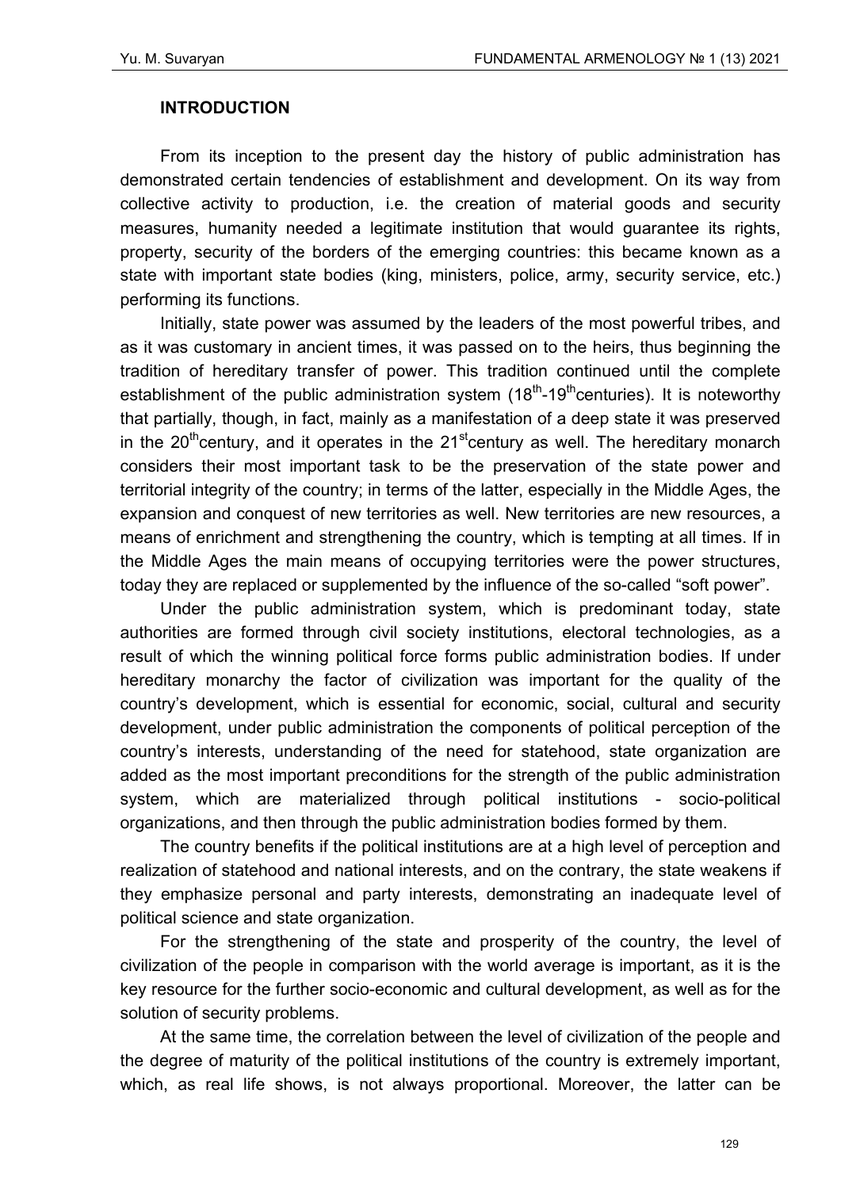## INTRODUCTION

From its inception to the present day the history of public administration has demonstrated certain tendencies of establishment and development. On its way from collective activity to production, i.e. the creation of material goods and security measures, humanity needed a legitimate institution that would guarantee its rights, property, security of the borders of the emerging countries: this became known as a state with important state bodies (king, ministers, police, army, security service, etc.) performing its functions.

Initially, state power was assumed by the leaders of the most powerful tribes, and as it was customary in ancient times, it was passed on to the heirs, thus beginning the tradition of hereditary transfer of power. This tradition continued until the complete establishment of the public administration system (18th-19th centuries). It is noteworthy that partially, though, in fact, mainly as a manifestation of a deep state it was preserved in the 20th century, and it operates in the 21st century as well. The hereditary monarch considers their most important task to be the preservation of the state power and territorial integrity of the country; in terms of the latter, especially in the Middle Ages, the expansion and conquest of new territories as well. New territories are new resources, a means of enrichment and strengthening the country, which is tempting at all times. If in the Middle Ages the main means of occupying territories were the power structures, today they are replaced or supplemented by the influence of the so-called "soft power".

Under the public administration system, which is predominant today, state authorities are formed through civil society institutions, electoral technologies, as a result of which the winning political force forms public administration bodies. If under hereditary monarchy the factor of civilization was important for the quality of the country's development, which is essential for economic, social, cultural and security development, under public administration the components of political perception of the country's interests, understanding of the need for statehood, state organization are added as the most important preconditions for the strength of the public administration system, which are materialized through political institutions - socio-political organizations, and then through the public administration bodies formed by them.

The country benefits if the political institutions are at a high level of perception and realization of statehood and national interests, and on the contrary, the state weakens if they emphasize personal and party interests, demonstrating an inadequate level of political science and state organization.

For the strengthening of the state and prosperity of the country, the level of civilization of the people in comparison with the world average is important, as it is the key resource for the further socio-economic and cultural development, as well as for the solution of security problems.

At the same time, the correlation between the level of civilization of the people and the degree of maturity of the political institutions of the country is extremely important, which, as real life shows, is not always proportional. Moreover, the latter can be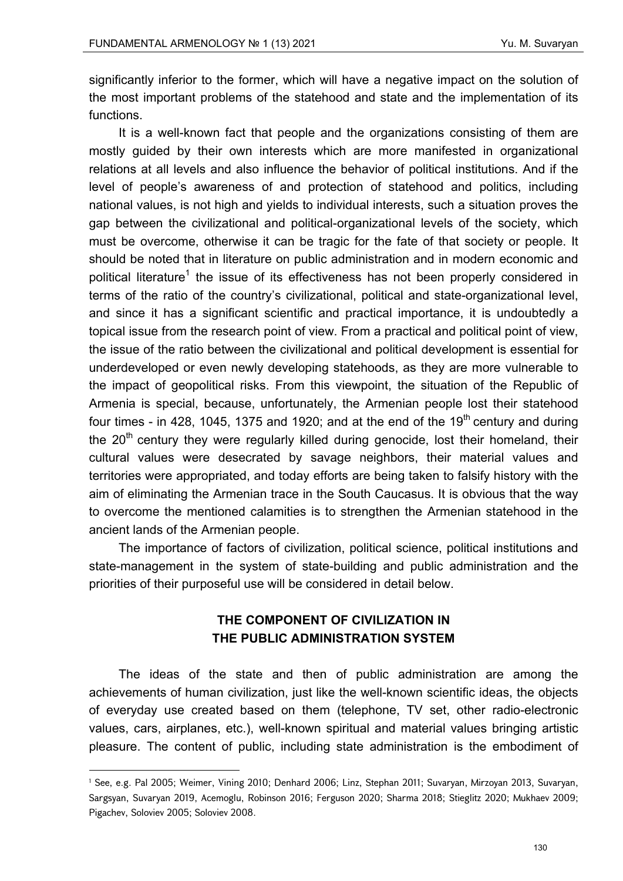significantly inferior to the former, which will have a negative impact on the solution of the most important problems of the statehood and state and the implementation of its functions.

It is a well-known fact that people and the organizations consisting of them are mostly guided by their own interests which are more manifested in organizational relations at all levels and also influence the behavior of political institutions. And if the level of people's awareness of and protection of statehood and politics, including national values, is not high and yields to individual interests, such a situation proves the gap between the civilizational and political-organizational levels of the society, which must be overcome, otherwise it can be tragic for the fate of that society or people. It should be noted that in literature on public administration and in modern economic and political literature[1] the issue of its effectiveness has not been properly considered in terms of the ratio of the country's civilizational, political and state-organizational level, and since it has a significant scientific and practical importance, it is undoubtedly a topical issue from the research point of view. From a practical and political point of view, the issue of the ratio between the civilizational and political development is essential for underdeveloped or even newly developing statehoods, as they are more vulnerable to the impact of geopolitical risks. From this viewpoint, the situation of the Republic of Armenia is special, because, unfortunately, the Armenian people lost their statehood four times - in 428, 1045, 1375 and 1920; and at the end of the 19th century and during the 20th century they were regularly killed during genocide, lost their homeland, their cultural values were desecrated by savage neighbors, their material values and territories were appropriated, and today efforts are being taken to falsify history with the aim of eliminating the Armenian trace in the South Caucasus. It is obvious that the way to overcome the mentioned calamities is to strengthen the Armenian statehood in the ancient lands of the Armenian people.

The importance of factors of civilization, political science, political institutions and state-management in the system of state-building and public administration and the priorities of their purposeful use will be considered in detail below.

## THE COMPONENT OF CIVILIZATION IN THE PUBLIC ADMINISTRATION SYSTEM

The ideas of the state and then of public administration are among the achievements of human civilization, just like the well-known scientific ideas, the objects of everyday use created based on them (telephone, TV set, other radio-electronic values, cars, airplanes, etc.), well-known spiritual and material values bringing artistic pleasure. The content of public, including state administration is the embodiment of

---

[1] See, e.g. Pal 2005; Weimer, Vining 2010; Denhard 2006; Linz, Stephan 2011; Suvaryan, Mirzoyan 2013, Suvaryan, Sargsyan, Suvaryan 2019, Acemoglu, Robinson 2016; Ferguson 2020; Sharma 2018; Stieglitz 2020; Mukhaev 2009; Pigachev, Soloviev 2005; Soloviev 2008.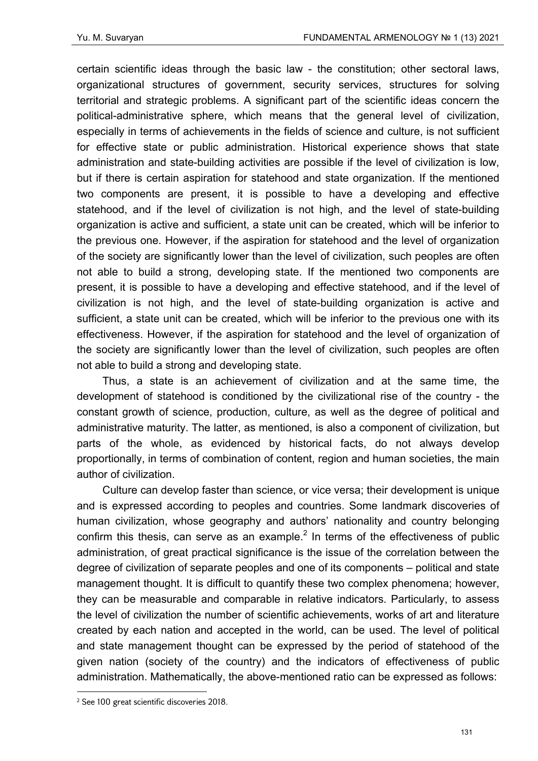certain scientific ideas through the basic law - the constitution; other sectoral laws, organizational structures of government, security services, structures for solving territorial and strategic problems. A significant part of the scientific ideas concern the political-administrative sphere, which means that the general level of civilization, especially in terms of achievements in the fields of science and culture, is not sufficient for effective state or public administration. Historical experience shows that state administration and state-building activities are possible if the level of civilization is low, but if there is certain aspiration for statehood and state organization. If the mentioned two components are present, it is possible to have a developing and effective statehood, and if the level of civilization is not high, and the level of state-building organization is active and sufficient, a state unit can be created, which will be inferior to the previous one. However, if the aspiration for statehood and the level of organization of the society are significantly lower than the level of civilization, such peoples are often not able to build a strong, developing state. If the mentioned two components are present, it is possible to have a developing and effective statehood, and if the level of civilization is not high, and the level of state-building organization is active and sufficient, a state unit can be created, which will be inferior to the previous one with its effectiveness. However, if the aspiration for statehood and the level of organization of the society are significantly lower than the level of civilization, such peoples are often not able to build a strong and developing state.

Thus, a state is an achievement of civilization and at the same time, the development of statehood is conditioned by the civilizational rise of the country - the constant growth of science, production, culture, as well as the degree of political and administrative maturity. The latter, as mentioned, is also a component of civilization, but parts of the whole, as evidenced by historical facts, do not always develop proportionally, in terms of combination of content, region and human societies, the main author of civilization.

Culture can develop faster than science, or vice versa; their development is unique and is expressed according to peoples and countries. Some landmark discoveries of human civilization, whose geography and authors' nationality and country belonging confirm this thesis, can serve as an example.[2] In terms of the effectiveness of public administration, of great practical significance is the issue of the correlation between the degree of civilization of separate peoples and one of its components – political and state management thought. It is difficult to quantify these two complex phenomena; however, they can be measurable and comparable in relative indicators. Particularly, to assess the level of civilization the number of scientific achievements, works of art and literature created by each nation and accepted in the world, can be used. The level of political and state management thought can be expressed by the period of statehood of the given nation (society of the country) and the indicators of effectiveness of public administration. Mathematically, the above-mentioned ratio can be expressed as follows:

[2] See 100 great scientific discoveries 2018.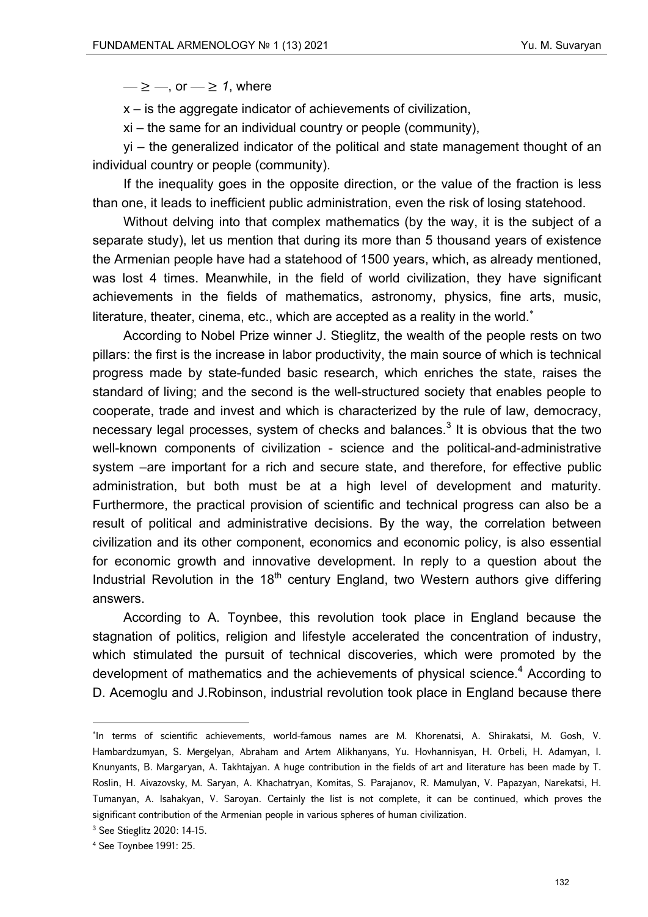$— \geq —$, or $— \geq 1$, where

x – is the aggregate indicator of achievements of civilization,

xi – the same for an individual country or people (community),

yi – the generalized indicator of the political and state management thought of an individual country or people (community).

If the inequality goes in the opposite direction, or the value of the fraction is less than one, it leads to inefficient public administration, even the risk of losing statehood.

Without delving into that complex mathematics (by the way, it is the subject of a separate study), let us mention that during its more than 5 thousand years of existence the Armenian people have had a statehood of 1500 years, which, as already mentioned, was lost 4 times. Meanwhile, in the field of world civilization, they have significant achievements in the fields of mathematics, astronomy, physics, fine arts, music, literature, theater, cinema, etc., which are accepted as a reality in the world.[*]

According to Nobel Prize winner J. Stieglitz, the wealth of the people rests on two pillars: the first is the increase in labor productivity, the main source of which is technical progress made by state-funded basic research, which enriches the state, raises the standard of living; and the second is the well-structured society that enables people to cooperate, trade and invest and which is characterized by the rule of law, democracy, necessary legal processes, system of checks and balances.[3] It is obvious that the two well-known components of civilization - science and the political-and-administrative system –are important for a rich and secure state, and therefore, for effective public administration, but both must be at a high level of development and maturity. Furthermore, the practical provision of scientific and technical progress can also be a result of political and administrative decisions. By the way, the correlation between civilization and its other component, economics and economic policy, is also essential for economic growth and innovative development. In reply to a question about the Industrial Revolution in the 18th century England, two Western authors give differing answers.

According to A. Toynbee, this revolution took place in England because the stagnation of politics, religion and lifestyle accelerated the concentration of industry, which stimulated the pursuit of technical discoveries, which were promoted by the development of mathematics and the achievements of physical science.[4] According to D. Acemoglu and J.Robinson, industrial revolution took place in England because there

---

[*] In terms of scientific achievements, world-famous names are M. Khorenatsi, A. Shirakatsi, M. Gosh, V. Hambardzumyan, S. Mergelyan, Abraham and Artem Alikhanyans, Yu. Hovhannisyan, H. Orbeli, H. Adamyan, I. Knunyants, B. Margaryan, A. Takhtajyan. A huge contribution in the fields of art and literature has been made by T. Roslin, H. Aivazovsky, M. Saryan, A. Khachatryan, Komitas, S. Parajanov, R. Mamulyan, V. Papazyan, Narekatsi, H. Tumanyan, A. Isahakyan, V. Saroyan. Certainly the list is not complete, it can be continued, which proves the significant contribution of the Armenian people in various spheres of human civilization.

[3] See Stieglitz 2020: 14-15.

[4] See Toynbee 1991: 25.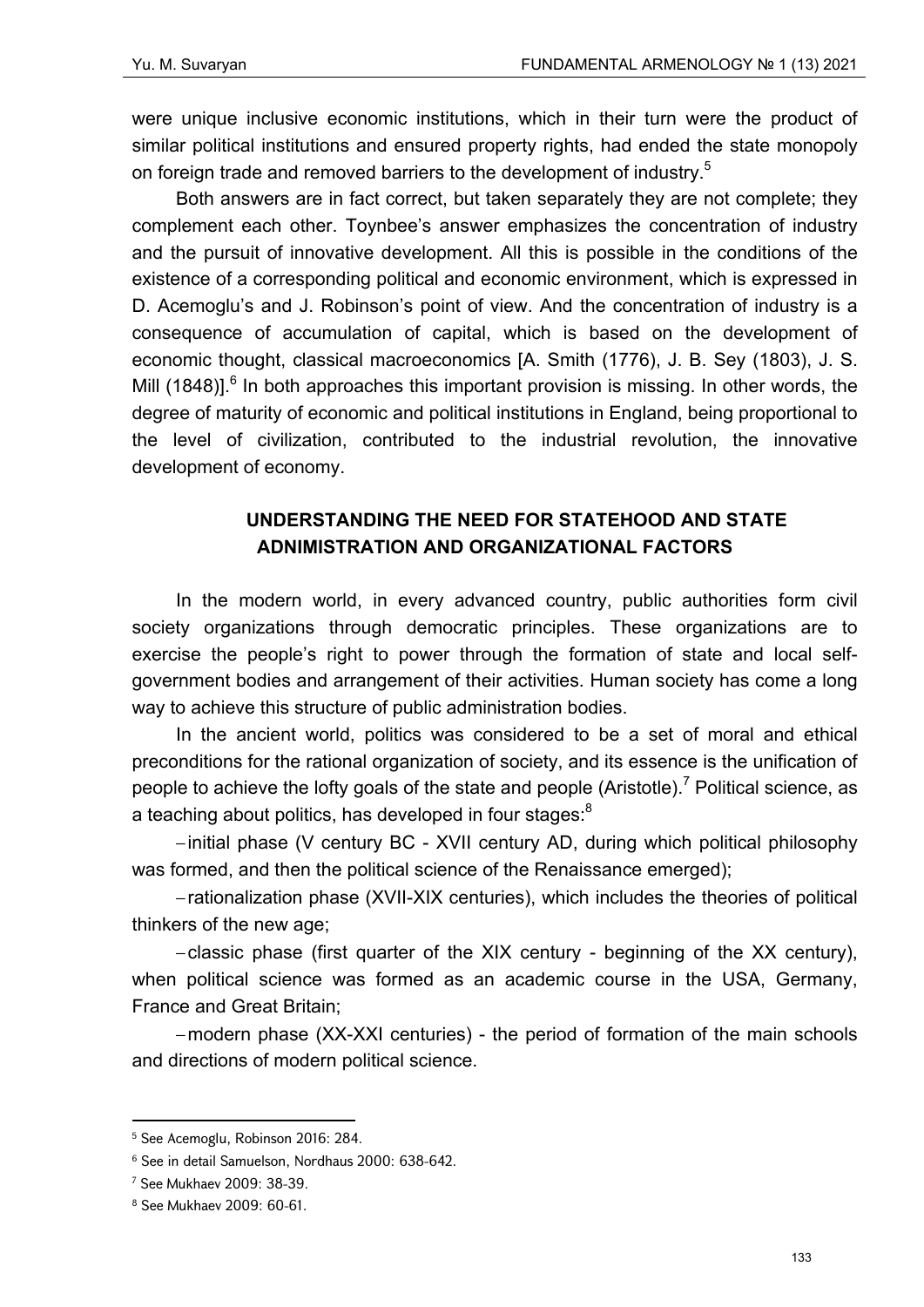were unique inclusive economic institutions, which in their turn were the product of similar political institutions and ensured property rights, had ended the state monopoly on foreign trade and removed barriers to the development of industry.[5]

Both answers are in fact correct, but taken separately they are not complete; they complement each other. Toynbee's answer emphasizes the concentration of industry and the pursuit of innovative development. All this is possible in the conditions of the existence of a corresponding political and economic environment, which is expressed in D. Acemoglu's and J. Robinson's point of view. And the concentration of industry is a consequence of accumulation of capital, which is based on the development of economic thought, classical macroeconomics [A. Smith (1776), J. B. Sey (1803), J. S. Mill (1848)].[6] In both approaches this important provision is missing. In other words, the degree of maturity of economic and political institutions in England, being proportional to the level of civilization, contributed to the industrial revolution, the innovative development of economy.

## UNDERSTANDING THE NEED FOR STATEHOOD AND STATE ADNIMISTRATION AND ORGANIZATIONAL FACTORS

In the modern world, in every advanced country, public authorities form civil society organizations through democratic principles. These organizations are to exercise the people's right to power through the formation of state and local self-government bodies and arrangement of their activities. Human society has come a long way to achieve this structure of public administration bodies.

In the ancient world, politics was considered to be a set of moral and ethical preconditions for the rational organization of society, and its essence is the unification of people to achieve the lofty goals of the state and people (Aristotle).[7] Political science, as a teaching about politics, has developed in four stages:[8]

– initial phase (V century BC - XVII century AD, during which political philosophy was formed, and then the political science of the Renaissance emerged);

– rationalization phase (XVII-XIX centuries), which includes the theories of political thinkers of the new age;

– classic phase (first quarter of the XIX century - beginning of the XX century), when political science was formed as an academic course in the USA, Germany, France and Great Britain;

– modern phase (XX-XXI centuries) - the period of formation of the main schools and directions of modern political science.

---

[5] See Acemoglu, Robinson 2016: 284.

[6] See in detail Samuelson, Nordhaus 2000: 638-642.

[7] See Mukhaev 2009: 38-39.

[8] See Mukhaev 2009: 60-61.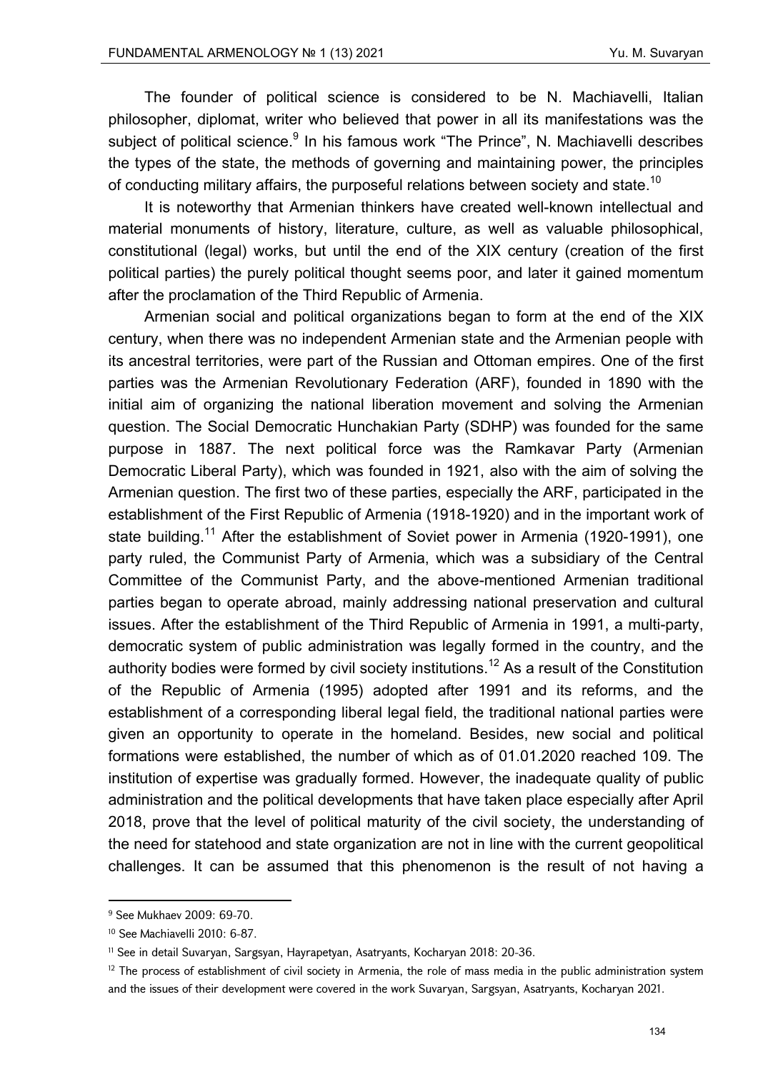The founder of political science is considered to be N. Machiavelli, Italian philosopher, diplomat, writer who believed that power in all its manifestations was the subject of political science.[9] In his famous work "The Prince", N. Machiavelli describes the types of the state, the methods of governing and maintaining power, the principles of conducting military affairs, the purposeful relations between society and state.[10]

It is noteworthy that Armenian thinkers have created well-known intellectual and material monuments of history, literature, culture, as well as valuable philosophical, constitutional (legal) works, but until the end of the XIX century (creation of the first political parties) the purely political thought seems poor, and later it gained momentum after the proclamation of the Third Republic of Armenia.

Armenian social and political organizations began to form at the end of the XIX century, when there was no independent Armenian state and the Armenian people with its ancestral territories, were part of the Russian and Ottoman empires. One of the first parties was the Armenian Revolutionary Federation (ARF), founded in 1890 with the initial aim of organizing the national liberation movement and solving the Armenian question. The Social Democratic Hunchakian Party (SDHP) was founded for the same purpose in 1887. The next political force was the Ramkavar Party (Armenian Democratic Liberal Party), which was founded in 1921, also with the aim of solving the Armenian question. The first two of these parties, especially the ARF, participated in the establishment of the First Republic of Armenia (1918-1920) and in the important work of state building.[11] After the establishment of Soviet power in Armenia (1920-1991), one party ruled, the Communist Party of Armenia, which was a subsidiary of the Central Committee of the Communist Party, and the above-mentioned Armenian traditional parties began to operate abroad, mainly addressing national preservation and cultural issues. After the establishment of the Third Republic of Armenia in 1991, a multi-party, democratic system of public administration was legally formed in the country, and the authority bodies were formed by civil society institutions.[12] As a result of the Constitution of the Republic of Armenia (1995) adopted after 1991 and its reforms, and the establishment of a corresponding liberal legal field, the traditional national parties were given an opportunity to operate in the homeland. Besides, new social and political formations were established, the number of which as of 01.01.2020 reached 109. The institution of expertise was gradually formed. However, the inadequate quality of public administration and the political developments that have taken place especially after April 2018, prove that the level of political maturity of the civil society, the understanding of the need for statehood and state organization are not in line with the current geopolitical challenges. It can be assumed that this phenomenon is the result of not having a

---

[9] See Mukhaev 2009: 69-70.

[10] See Machiavelli 2010: 6-87.

[11] See in detail Suvaryan, Sargsyan, Hayrapetyan, Asatryants, Kocharyan 2018: 20-36.

[12] The process of establishment of civil society in Armenia, the role of mass media in the public administration system and the issues of their development were covered in the work Suvaryan, Sargsyan, Asatryants, Kocharyan 2021.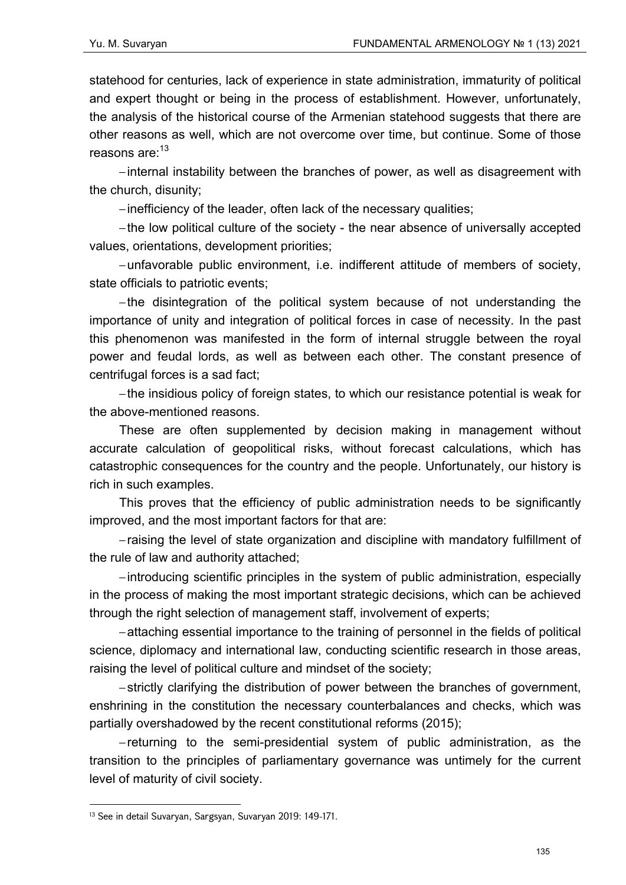statehood for centuries, lack of experience in state administration, immaturity of political and expert thought or being in the process of establishment. However, unfortunately, the analysis of the historical course of the Armenian statehood suggests that there are other reasons as well, which are not overcome over time, but continue. Some of those reasons are:[13]

- internal instability between the branches of power, as well as disagreement with the church, disunity;
- inefficiency of the leader, often lack of the necessary qualities;
- the low political culture of the society - the near absence of universally accepted values, orientations, development priorities;
- unfavorable public environment, i.e. indifferent attitude of members of society, state officials to patriotic events;
- the disintegration of the political system because of not understanding the importance of unity and integration of political forces in case of necessity. In the past this phenomenon was manifested in the form of internal struggle between the royal power and feudal lords, as well as between each other. The constant presence of centrifugal forces is a sad fact;
- the insidious policy of foreign states, to which our resistance potential is weak for the above-mentioned reasons.

These are often supplemented by decision making in management without accurate calculation of geopolitical risks, without forecast calculations, which has catastrophic consequences for the country and the people. Unfortunately, our history is rich in such examples.

This proves that the efficiency of public administration needs to be significantly improved, and the most important factors for that are:

- raising the level of state organization and discipline with mandatory fulfillment of the rule of law and authority attached;
- introducing scientific principles in the system of public administration, especially in the process of making the most important strategic decisions, which can be achieved through the right selection of management staff, involvement of experts;
- attaching essential importance to the training of personnel in the fields of political science, diplomacy and international law, conducting scientific research in those areas, raising the level of political culture and mindset of the society;
- strictly clarifying the distribution of power between the branches of government, enshrining in the constitution the necessary counterbalances and checks, which was partially overshadowed by the recent constitutional reforms (2015);
- returning to the semi-presidential system of public administration, as the transition to the principles of parliamentary governance was untimely for the current level of maturity of civil society.

[13] See in detail Suvaryan, Sargsyan, Suvaryan 2019: 149-171.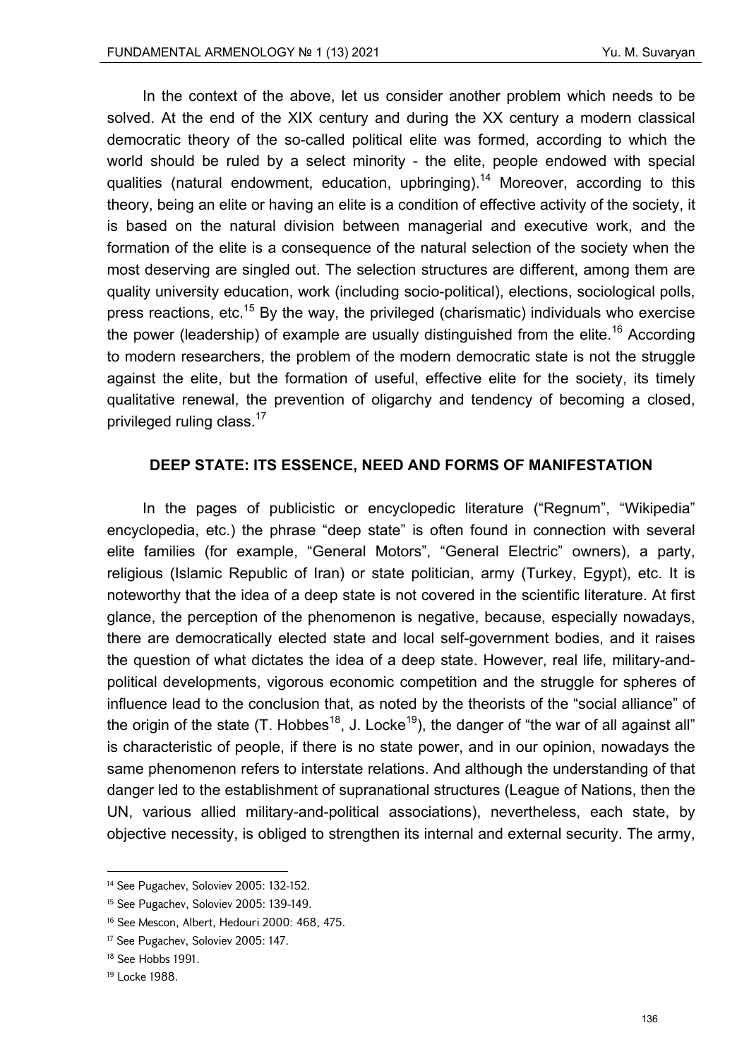In the context of the above, let us consider another problem which needs to be solved. At the end of the XIX century and during the XX century a modern classical democratic theory of the so-called political elite was formed, according to which the world should be ruled by a select minority - the elite, people endowed with special qualities (natural endowment, education, upbringing).[14] Moreover, according to this theory, being an elite or having an elite is a condition of effective activity of the society, it is based on the natural division between managerial and executive work, and the formation of the elite is a consequence of the natural selection of the society when the most deserving are singled out. The selection structures are different, among them are quality university education, work (including socio-political), elections, sociological polls, press reactions, etc.[15] By the way, the privileged (charismatic) individuals who exercise the power (leadership) of example are usually distinguished from the elite.[16] According to modern researchers, the problem of the modern democratic state is not the struggle against the elite, but the formation of useful, effective elite for the society, its timely qualitative renewal, the prevention of oligarchy and tendency of becoming a closed, privileged ruling class.[17]

## DEEP STATE: ITS ESSENCE, NEED AND FORMS OF MANIFESTATION

In the pages of publicistic or encyclopedic literature ("Regnum", "Wikipedia" encyclopedia, etc.) the phrase "deep state" is often found in connection with several elite families (for example, "General Motors", "General Electric" owners), a party, religious (Islamic Republic of Iran) or state politician, army (Turkey, Egypt), etc. It is noteworthy that the idea of a deep state is not covered in the scientific literature. At first glance, the perception of the phenomenon is negative, because, especially nowadays, there are democratically elected state and local self-government bodies, and it raises the question of what dictates the idea of a deep state. However, real life, military-and-political developments, vigorous economic competition and the struggle for spheres of influence lead to the conclusion that, as noted by the theorists of the "social alliance" of the origin of the state (T. Hobbes[18], J. Locke[19]), the danger of "the war of all against all" is characteristic of people, if there is no state power, and in our opinion, nowadays the same phenomenon refers to interstate relations. And although the understanding of that danger led to the establishment of supranational structures (League of Nations, then the UN, various allied military-and-political associations), nevertheless, each state, by objective necessity, is obliged to strengthen its internal and external security. The army,

---

[14] See Pugachev, Soloviev 2005: 132-152.

[15] See Pugachev, Soloviev 2005: 139-149.

[16] See Mescon, Albert, Hedouri 2000: 468, 475.

[17] See Pugachev, Soloviev 2005: 147.

[18] See Hobbs 1991.

[19] Locke 1988.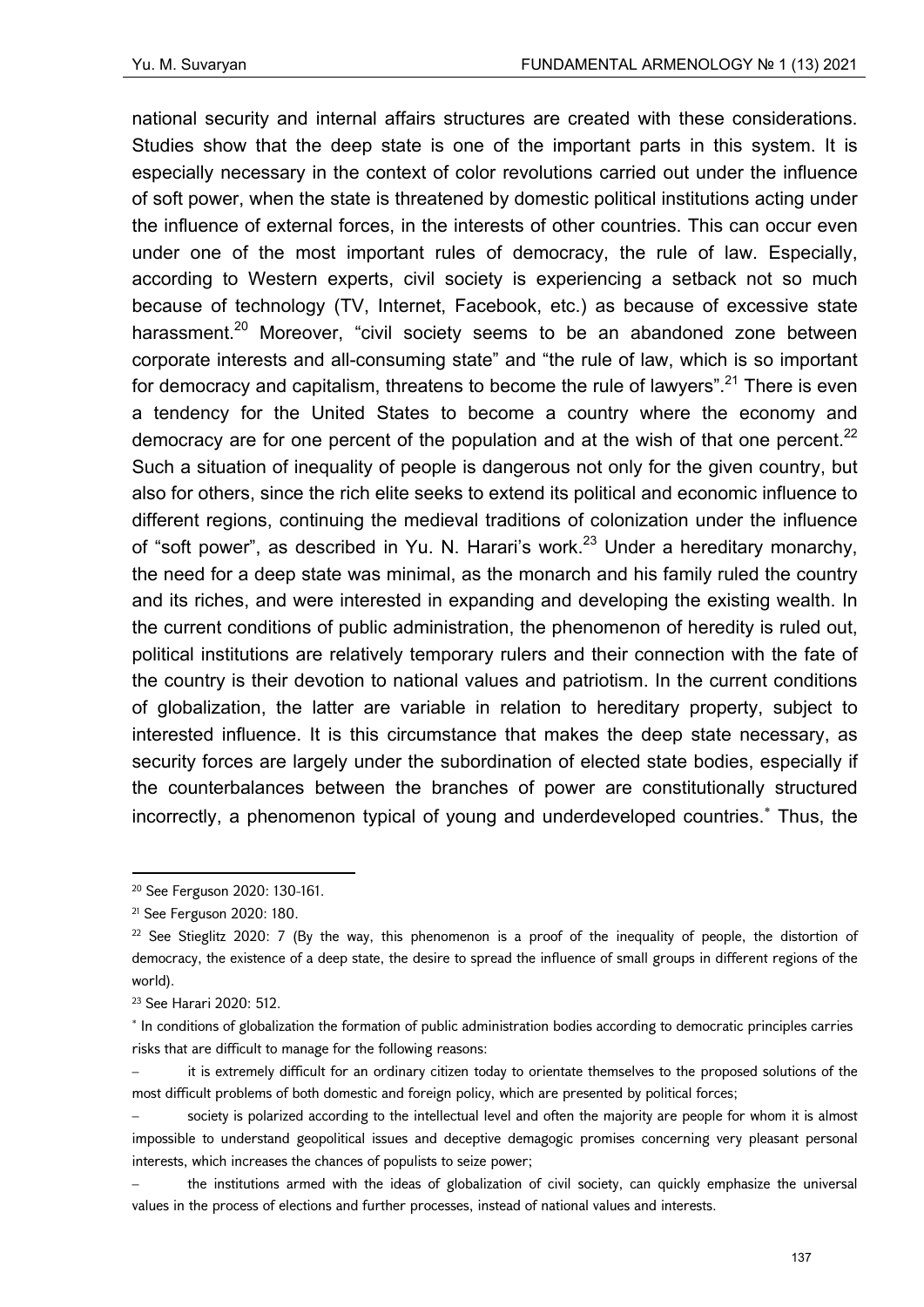national security and internal affairs structures are created with these considerations. Studies show that the deep state is one of the important parts in this system. It is especially necessary in the context of color revolutions carried out under the influence of soft power, when the state is threatened by domestic political institutions acting under the influence of external forces, in the interests of other countries. This can occur even under one of the most important rules of democracy, the rule of law. Especially, according to Western experts, civil society is experiencing a setback not so much because of technology (TV, Internet, Facebook, etc.) as because of excessive state harassment.[20] Moreover, "civil society seems to be an abandoned zone between corporate interests and all-consuming state" and "the rule of law, which is so important for democracy and capitalism, threatens to become the rule of lawyers".[21] There is even a tendency for the United States to become a country where the economy and democracy are for one percent of the population and at the wish of that one percent.[22] Such a situation of inequality of people is dangerous not only for the given country, but also for others, since the rich elite seeks to extend its political and economic influence to different regions, continuing the medieval traditions of colonization under the influence of "soft power", as described in Yu. N. Harari's work.[23] Under a hereditary monarchy, the need for a deep state was minimal, as the monarch and his family ruled the country and its riches, and were interested in expanding and developing the existing wealth. In the current conditions of public administration, the phenomenon of heredity is ruled out, political institutions are relatively temporary rulers and their connection with the fate of the country is their devotion to national values and patriotism. In the current conditions of globalization, the latter are variable in relation to hereditary property, subject to interested influence. It is this circumstance that makes the deep state necessary, as security forces are largely under the subordination of elected state bodies, especially if the counterbalances between the branches of power are constitutionally structured incorrectly, a phenomenon typical of young and underdeveloped countries.[*] Thus, the

---

[20] See Ferguson 2020: 130-161.

[21] See Ferguson 2020: 180.

[22] See Stieglitz 2020: 7 (By the way, this phenomenon is a proof of the inequality of people, the distortion of democracy, the existence of a deep state, the desire to spread the influence of small groups in different regions of the world).

[23] See Harari 2020: 512.

[*] In conditions of globalization the formation of public administration bodies according to democratic principles carries risks that are difficult to manage for the following reasons:

– it is extremely difficult for an ordinary citizen today to orientate themselves to the proposed solutions of the most difficult problems of both domestic and foreign policy, which are presented by political forces;

– society is polarized according to the intellectual level and often the majority are people for whom it is almost impossible to understand geopolitical issues and deceptive demagogic promises concerning very pleasant personal interests, which increases the chances of populists to seize power;

– the institutions armed with the ideas of globalization of civil society, can quickly emphasize the universal values in the process of elections and further processes, instead of national values and interests.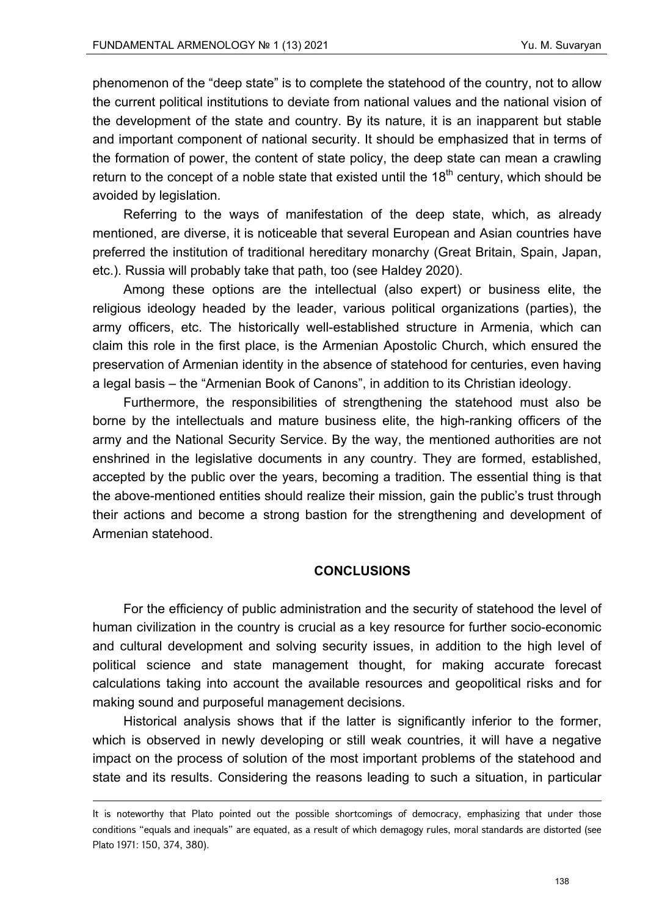phenomenon of the "deep state" is to complete the statehood of the country, not to allow the current political institutions to deviate from national values and the national vision of the development of the state and country. By its nature, it is an inapparent but stable and important component of national security. It should be emphasized that in terms of the formation of power, the content of state policy, the deep state can mean a crawling return to the concept of a noble state that existed until the 18$^{th}$ century, which should be avoided by legislation.

Referring to the ways of manifestation of the deep state, which, as already mentioned, are diverse, it is noticeable that several European and Asian countries have preferred the institution of traditional hereditary monarchy (Great Britain, Spain, Japan, etc.). Russia will probably take that path, too (see Haldey 2020).

Among these options are the intellectual (also expert) or business elite, the religious ideology headed by the leader, various political organizations (parties), the army officers, etc. The historically well-established structure in Armenia, which can claim this role in the first place, is the Armenian Apostolic Church, which ensured the preservation of Armenian identity in the absence of statehood for centuries, even having a legal basis – the "Armenian Book of Canons", in addition to its Christian ideology.

Furthermore, the responsibilities of strengthening the statehood must also be borne by the intellectuals and mature business elite, the high-ranking officers of the army and the National Security Service. By the way, the mentioned authorities are not enshrined in the legislative documents in any country. They are formed, established, accepted by the public over the years, becoming a tradition. The essential thing is that the above-mentioned entities should realize their mission, gain the public's trust through their actions and become a strong bastion for the strengthening and development of Armenian statehood.

## CONCLUSIONS

For the efficiency of public administration and the security of statehood the level of human civilization in the country is crucial as a key resource for further socio-economic and cultural development and solving security issues, in addition to the high level of political science and state management thought, for making accurate forecast calculations taking into account the available resources and geopolitical risks and for making sound and purposeful management decisions.

Historical analysis shows that if the latter is significantly inferior to the former, which is observed in newly developing or still weak countries, it will have a negative impact on the process of solution of the most important problems of the statehood and state and its results. Considering the reasons leading to such a situation, in particular

---

It is noteworthy that Plato pointed out the possible shortcomings of democracy, emphasizing that under those conditions "equals and inequals" are equated, as a result of which demagogy rules, moral standards are distorted (see Plato 1971: 150, 374, 380).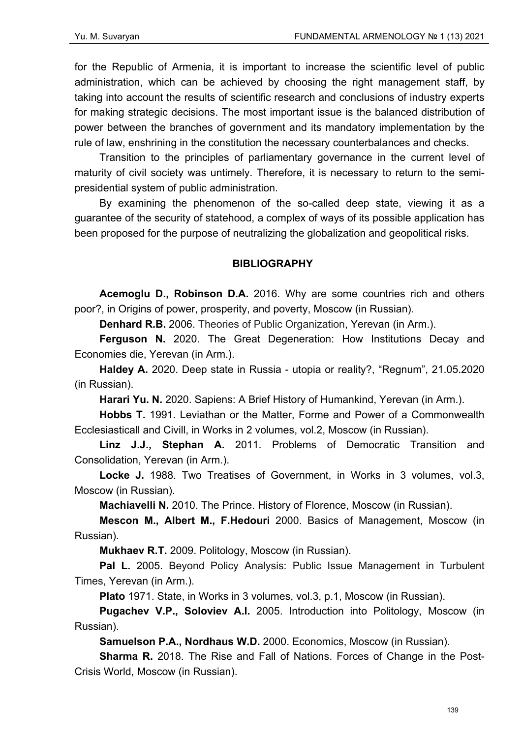for the Republic of Armenia, it is important to increase the scientific level of public administration, which can be achieved by choosing the right management staff, by taking into account the results of scientific research and conclusions of industry experts for making strategic decisions. The most important issue is the balanced distribution of power between the branches of government and its mandatory implementation by the rule of law, enshrining in the constitution the necessary counterbalances and checks.

Transition to the principles of parliamentary governance in the current level of maturity of civil society was untimely. Therefore, it is necessary to return to the semi-presidential system of public administration.

By examining the phenomenon of the so-called deep state, viewing it as a guarantee of the security of statehood, a complex of ways of its possible application has been proposed for the purpose of neutralizing the globalization and geopolitical risks.

## BIBLIOGRAPHY

**Acemoglu D., Robinson D.A.** 2016. Why are some countries rich and others poor?, in Origins of power, prosperity, and poverty, Moscow (in Russian).

**Denhard R.B.** 2006. Theories of Public Organization, Yerevan (in Arm.).

**Ferguson N.** 2020. The Great Degeneration: How Institutions Decay and Economies die, Yerevan (in Arm.).

**Haldey A.** 2020. Deep state in Russia - utopia or reality?, "Regnum", 21.05.2020 (in Russian).

**Harari Yu. N.** 2020. Sapiens: A Brief History of Humankind, Yerevan (in Arm.).

**Hobbs T.** 1991. Leviathan or the Matter, Forme and Power of a Commonwealth Ecclesiasticall and Civill, in Works in 2 volumes, vol.2, Moscow (in Russian).

**Linz J.J., Stephan A.** 2011. Problems of Democratic Transition and Consolidation, Yerevan (in Arm.).

**Locke J.** 1988. Two Treatises of Government, in Works in 3 volumes, vol.3, Moscow (in Russian).

**Machiavelli N.** 2010. The Prince. History of Florence, Moscow (in Russian).

**Mescon M., Albert M., F.Hedouri** 2000. Basics of Management, Moscow (in Russian).

**Mukhaev R.T.** 2009. Politology, Moscow (in Russian).

**Pal L.** 2005. Beyond Policy Analysis: Public Issue Management in Turbulent Times, Yerevan (in Arm.).

**Plato** 1971. State, in Works in 3 volumes, vol.3, p.1, Moscow (in Russian).

**Pugachev V.P., Soloviev A.I.** 2005. Introduction into Politology, Moscow (in Russian).

**Samuelson P.A., Nordhaus W.D.** 2000. Economics, Moscow (in Russian).

**Sharma R.** 2018. The Rise and Fall of Nations. Forces of Change in the Post-Crisis World, Moscow (in Russian).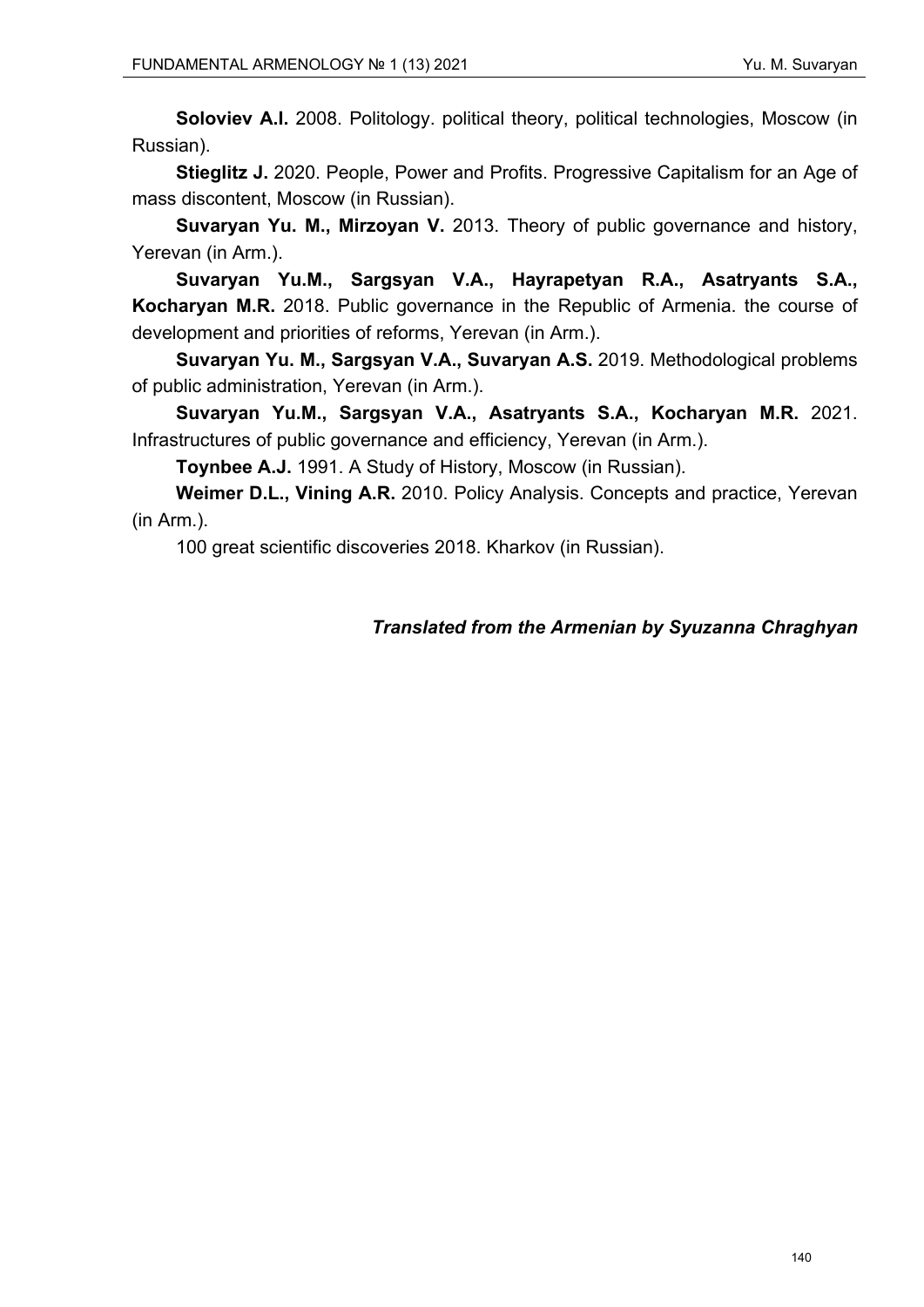**Soloviev A.I.** 2008. Politology. political theory, political technologies, Moscow (in Russian).

**Stieglitz J.** 2020. People, Power and Profits. Progressive Capitalism for an Age of mass discontent, Moscow (in Russian).

**Suvaryan Yu. M., Mirzoyan V.** 2013. Theory of public governance and history, Yerevan (in Arm.).

**Suvaryan Yu.M., Sargsyan V.A., Hayrapetyan R.A., Asatryants S.A., Kocharyan M.R.** 2018. Public governance in the Republic of Armenia. the course of development and priorities of reforms, Yerevan (in Arm.).

**Suvaryan Yu. M., Sargsyan V.A., Suvaryan A.S.** 2019. Methodological problems of public administration, Yerevan (in Arm.).

**Suvaryan Yu.M., Sargsyan V.A., Asatryants S.A., Kocharyan M.R.** 2021. Infrastructures of public governance and efficiency, Yerevan (in Arm.).

**Toynbee A.J.** 1991. A Study of History, Moscow (in Russian).

**Weimer D.L., Vining A.R.** 2010. Policy Analysis. Concepts and practice, Yerevan (in Arm.).

100 great scientific discoveries 2018. Kharkov (in Russian).

***Translated from the Armenian by Syuzanna Chraghyan***